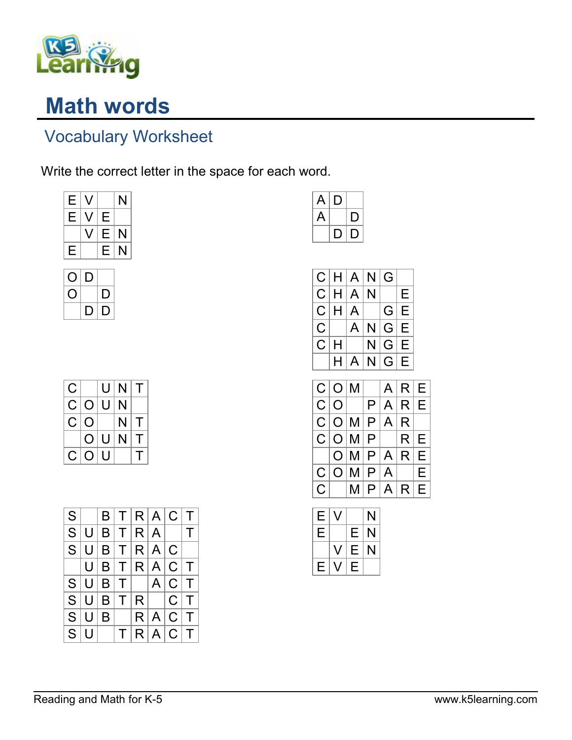# Math words

## Vocabulary Worksheet

Write the correct letter in the space for each word.

| | | | |
|---|---|---|---|
| E | V | | N |
| E | V | E | |
| | V | E | N |
| E | | E | N |

| | | |
|---|---|---|
| A | D | |
| A | | D |
| | D | D |

| | | |
|---|---|---|
| O | D | |
| O | | D |
| | D | D |

| | | | | | |
|---|---|---|---|---|---|
| C | H | A | N | G | |
| C | H | A | N | | E |
| C | H | A | | G | E |
| C | | A | N | G | E |
| C | H | | N | G | E |
| | H | A | N | G | E |

| | | | | |
|---|---|---|---|---|
| C | | U | N | T |
| C | O | U | N | |
| C | O | | N | T |
| | O | U | N | T |
| C | O | U | | T |

| | | | | | | |
|---|---|---|---|---|---|---|
| C | O | M | | A | R | E |
| C | O | | P | A | R | E |
| C | O | M | P | A | R | |
| C | O | M | P | | R | E |
| | O | M | P | A | R | E |
| C | O | M | P | A | | E |
| C | | M | P | A | R | E |

| | | | | | | | |
|---|---|---|---|---|---|---|---|
| S | | B | T | R | A | C | T |
| S | U | B | T | R | A | | T |
| S | U | B | T | R | A | C | |
| | U | B | T | R | A | C | T |
| S | U | B | T | | A | C | T |
| S | U | B | T | R | | C | T |
| S | U | B | | R | A | C | T |
| S | U | | T | R | A | C | T |

| | | | |
|---|---|---|---|
| E | V | | N |
| E | | E | N |
| | V | E | N |
| E | V | E | |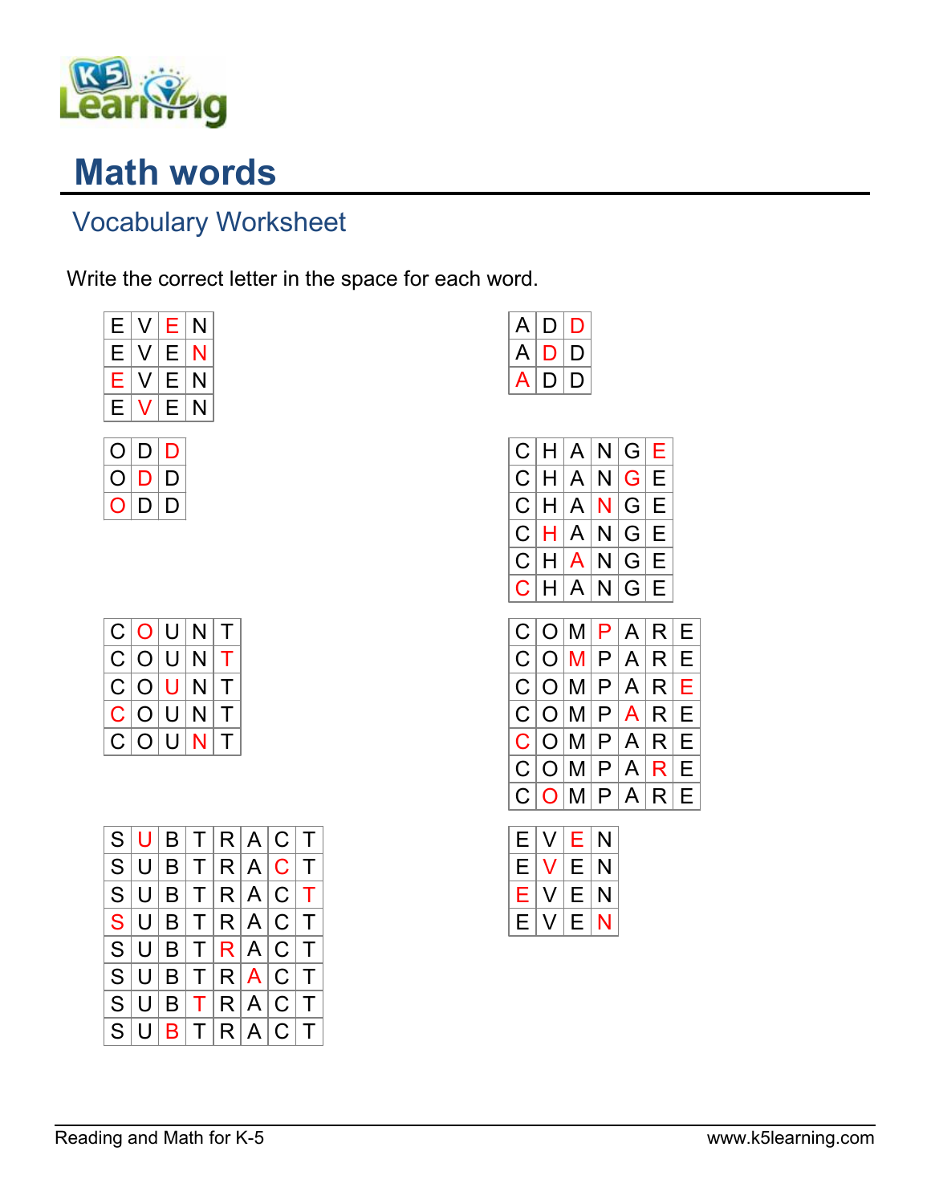# Math words

## Vocabulary Worksheet

Write the correct letter in the space for each word.

| | | | |
|---|---|---|---|
| E | V | E | N |
| E | V | E | N |
| E | V | E | N |
| E | V | E | N |

| | | |
|---|---|---|
| A | D | D |
| A | D | D |
| A | D | D |

| | | |
|---|---|---|
| O | D | D |
| O | D | D |
| O | D | D |

| | | | | | |
|---|---|---|---|---|---|
| C | H | A | N | G | E |
| C | H | A | N | G | E |
| C | H | A | N | G | E |
| C | H | A | N | G | E |
| C | H | A | N | G | E |
| C | H | A | N | G | E |

| | | | | |
|---|---|---|---|---|
| C | O | U | N | T |
| C | O | U | N | T |
| C | O | U | N | T |
| C | O | U | N | T |
| C | O | U | N | T |

| | | | | | | |
|---|---|---|---|---|---|---|
| C | O | M | P | A | R | E |
| C | O | M | P | A | R | E |
| C | O | M | P | A | R | E |
| C | O | M | P | A | R | E |
| C | O | M | P | A | R | E |
| C | O | M | P | A | R | E |
| C | O | M | P | A | R | E |

| | | | | | | | |
|---|---|---|---|---|---|---|---|
| S | U | B | T | R | A | C | T |
| S | U | B | T | R | A | C | T |
| S | U | B | T | R | A | C | T |
| S | U | B | T | R | A | C | T |
| S | U | B | T | R | A | C | T |
| S | U | B | T | R | A | C | T |
| S | U | B | T | R | A | C | T |
| S | U | B | T | R | A | C | T |

| | | | |
|---|---|---|---|
| E | V | E | N |
| E | V | E | N |
| E | V | E | N |
| E | V | E | N |